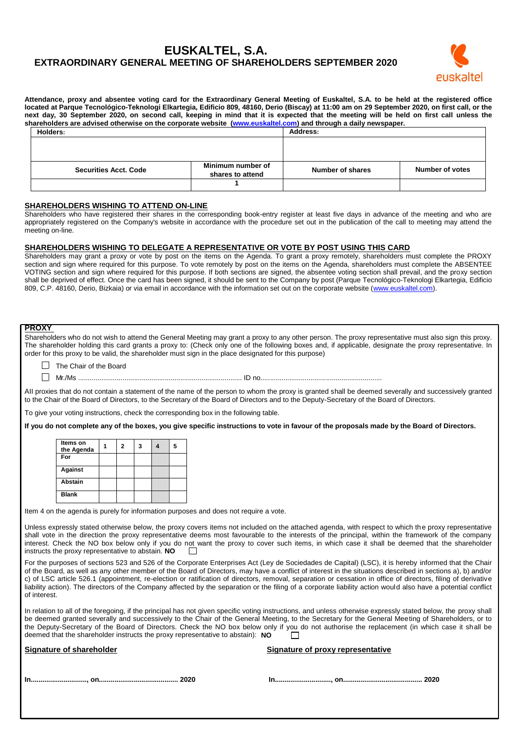# EUSKALTEL, S.A.

## EXTRAORDINARY GENERAL MEETING OF SHAREHOLDERS SEPTEMBER 2020

**Attendance, proxy and absentee voting card for the Extraordinary General Meeting of Euskaltel, S.A. to be held at the registered office located at Parque Tecnológico-Teknologi Elkartegia, Edificio 809, 48160, Derio (Biscay) at 11:00 am on 29 September 2020, on first call, or the next day, 30 September 2020, on second call, keeping in mind that it is expected that the meeting will be held on first call unless the shareholders are advised otherwise on the corporate website (www.euskaltel.com) and through a daily newspaper.**

| Holders: | | Address: | |
|---|---|---|---|
| | | | |
| **Securities Acct. Code** | **Minimum number of shares to attend** | **Number of shares** | **Number of votes** |
| | 1 | | |

### SHAREHOLDERS WISHING TO ATTEND ON-LINE

Shareholders who have registered their shares in the corresponding book-entry register at least five days in advance of the meeting and who are appropriately registered on the Company's website in accordance with the procedure set out in the publication of the call to meeting may attend the meeting on-line.

### SHAREHOLDERS WISHING TO DELEGATE A REPRESENTATIVE OR VOTE BY POST USING THIS CARD

Shareholders may grant a proxy or vote by post on the items on the Agenda. To grant a proxy remotely, shareholders must complete the PROXY section and sign where required for this purpose. To vote remotely by post on the items on the Agenda, shareholders must complete the ABSENTEE VOTING section and sign where required for this purpose. If both sections are signed, the absentee voting section shall prevail, and the proxy section shall be deprived of effect. Once the card has been signed, it should be sent to the Company by post (Parque Tecnológico-Teknologi Elkartegia, Edificio 809, C.P. 48160, Derio, Bizkaia) or via email in accordance with the information set out on the corporate website (www.euskaltel.com).

### PROXY

Shareholders who do not wish to attend the General Meeting may grant a proxy to any other person. The proxy representative must also sign this proxy. The shareholder holding this card grants a proxy to: (Check only one of the following boxes and, if applicable, designate the proxy representative. In order for this proxy to be valid, the shareholder must sign in the place designated for this purpose)

☐ The Chair of the Board

☐ Mr./Ms ........................................................................................ ID no...............................................................

All proxies that do not contain a statement of the name of the person to whom the proxy is granted shall be deemed severally and successively granted to the Chair of the Board of Directors, to the Secretary of the Board of Directors and to the Deputy-Secretary of the Board of Directors.

To give your voting instructions, check the corresponding box in the following table.

**If you do not complete any of the boxes, you give specific instructions to vote in favour of the proposals made by the Board of Directors.**

| Items on the Agenda | 1 | 2 | 3 | 4 | 5 |
|---|---|---|---|---|---|
| For | | | | | |
| Against | | | | | |
| Abstain | | | | | |
| Blank | | | | | |

Item 4 on the agenda is purely for information purposes and does not require a vote.

Unless expressly stated otherwise below, the proxy covers items not included on the attached agenda, with respect to which the proxy representative shall vote in the direction the proxy representative deems most favourable to the interests of the principal, within the framework of the company interest. Check the NO box below only if you do not want the proxy to cover such items, in which case it shall be deemed that the shareholder instructs the proxy representative to abstain. **NO** ☐

For the purposes of sections 523 and 526 of the Corporate Enterprises Act (Ley de Sociedades de Capital) (LSC), it is hereby informed that the Chair of the Board, as well as any other member of the Board of Directors, may have a conflict of interest in the situations described in sections a), b) and/or c) of LSC article 526.1 (appointment, re-election or ratification of directors, removal, separation or cessation in office of directors, filing of derivative liability action). The directors of the Company affected by the separation or the filing of a corporate liability action would also have a potential conflict of interest.

In relation to all of the foregoing, if the principal has not given specific voting instructions, and unless otherwise expressly stated below, the proxy shall be deemed granted severally and successively to the Chair of the General Meeting, to the Secretary for the General Meeting of Shareholders, or to the Deputy-Secretary of the Board of Directors. Check the NO box below only if you do not authorise the replacement (in which case it shall be deemed that the shareholder instructs the proxy representative to abstain): **NO** ☐

**Signature of shareholder**

**In............................., on........................................ 2020**

**Signature of proxy representative**

**In............................., on........................................ 2020**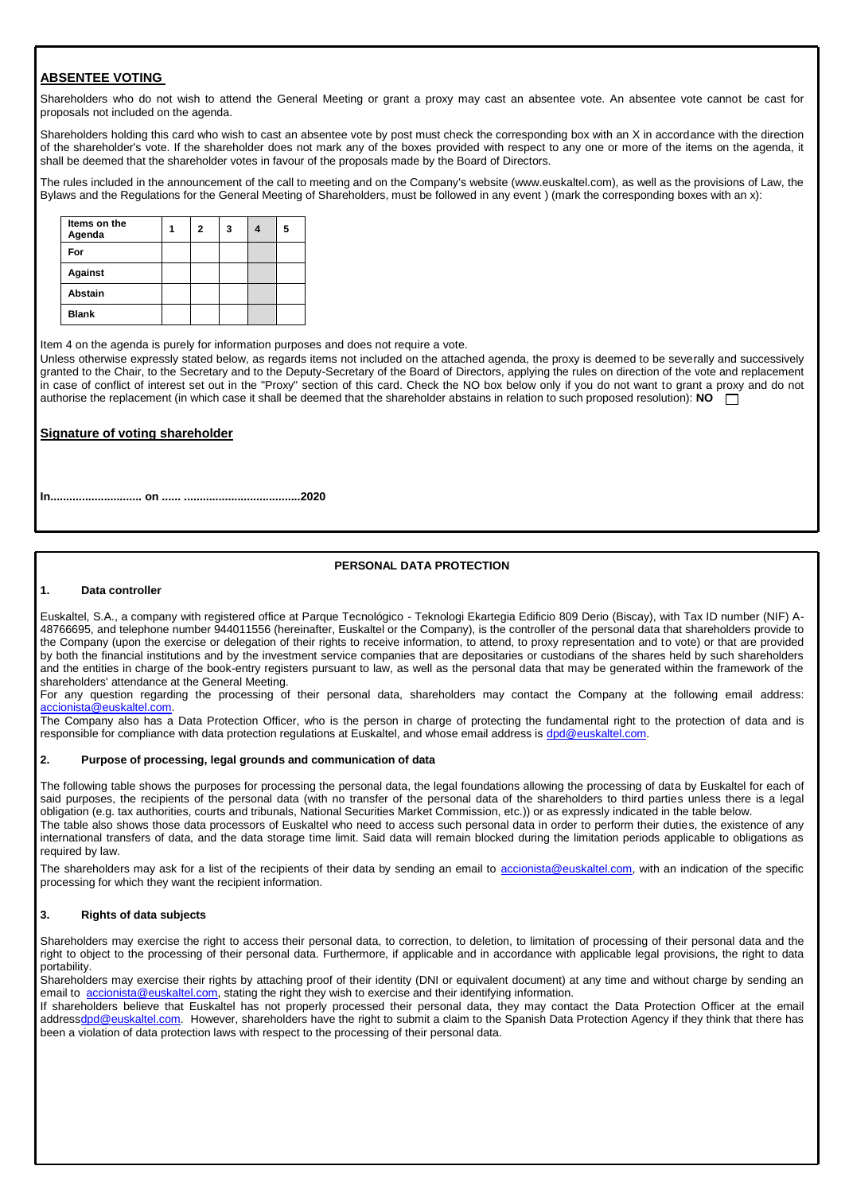## ABSENTEE VOTING

Shareholders who do not wish to attend the General Meeting or grant a proxy may cast an absentee vote. An absentee vote cannot be cast for proposals not included on the agenda.

Shareholders holding this card who wish to cast an absentee vote by post must check the corresponding box with an X in accordance with the direction of the shareholder's vote. If the shareholder does not mark any of the boxes provided with respect to any one or more of the items on the agenda, it shall be deemed that the shareholder votes in favour of the proposals made by the Board of Directors.

The rules included in the announcement of the call to meeting and on the Company's website (www.euskaltel.com), as well as the provisions of Law, the Bylaws and the Regulations for the General Meeting of Shareholders, must be followed in any event ) (mark the corresponding boxes with an x):

| Items on the Agenda | 1 | 2 | 3 | 4 | 5 |
|---|---|---|---|---|---|
| For | | | | | |
| Against | | | | | |
| Abstain | | | | | |
| Blank | | | | | |

Item 4 on the agenda is purely for information purposes and does not require a vote.

Unless otherwise expressly stated below, as regards items not included on the attached agenda, the proxy is deemed to be severally and successively granted to the Chair, to the Secretary and to the Deputy-Secretary of the Board of Directors, applying the rules on direction of the vote and replacement in case of conflict of interest set out in the "Proxy" section of this card. Check the NO box below only if you do not want to grant a proxy and do not authorise the replacement (in which case it shall be deemed that the shareholder abstains in relation to such proposed resolution): **NO** ☐

**Signature of voting shareholder**

**In............................ on ...... ....................................2020**

### PERSONAL DATA PROTECTION

**1. Data controller**

Euskaltel, S.A., a company with registered office at Parque Tecnológico - Teknologi Ekartegia Edificio 809 Derio (Biscay), with Tax ID number (NIF) A-48766695, and telephone number 944011556 (hereinafter, Euskaltel or the Company), is the controller of the personal data that shareholders provide to the Company (upon the exercise or delegation of their rights to receive information, to attend, to proxy representation and to vote) or that are provided by both the financial institutions and by the investment service companies that are depositaries or custodians of the shares held by such shareholders and the entities in charge of the book-entry registers pursuant to law, as well as the personal data that may be generated within the framework of the shareholders' attendance at the General Meeting.

For any question regarding the processing of their personal data, shareholders may contact the Company at the following email address: accionista@euskaltel.com.

The Company also has a Data Protection Officer, who is the person in charge of protecting the fundamental right to the protection of data and is responsible for compliance with data protection regulations at Euskaltel, and whose email address is dpd@euskaltel.com.

**2. Purpose of processing, legal grounds and communication of data**

The following table shows the purposes for processing the personal data, the legal foundations allowing the processing of data by Euskaltel for each of said purposes, the recipients of the personal data (with no transfer of the personal data of the shareholders to third parties unless there is a legal obligation (e.g. tax authorities, courts and tribunals, National Securities Market Commission, etc.)) or as expressly indicated in the table below.

The table also shows those data processors of Euskaltel who need to access such personal data in order to perform their duties, the existence of any international transfers of data, and the data storage time limit. Said data will remain blocked during the limitation periods applicable to obligations as required by law.

The shareholders may ask for a list of the recipients of their data by sending an email to accionista@euskaltel.com, with an indication of the specific processing for which they want the recipient information.

**3. Rights of data subjects**

Shareholders may exercise the right to access their personal data, to correction, to deletion, to limitation of processing of their personal data and the right to object to the processing of their personal data. Furthermore, if applicable and in accordance with applicable legal provisions, the right to data portability.

Shareholders may exercise their rights by attaching proof of their identity (DNI or equivalent document) at any time and without charge by sending an email to accionista@euskaltel.com, stating the right they wish to exercise and their identifying information.

If shareholders believe that Euskaltel has not properly processed their personal data, they may contact the Data Protection Officer at the email addressdpd@euskaltel.com. However, shareholders have the right to submit a claim to the Spanish Data Protection Agency if they think that there has been a violation of data protection laws with respect to the processing of their personal data.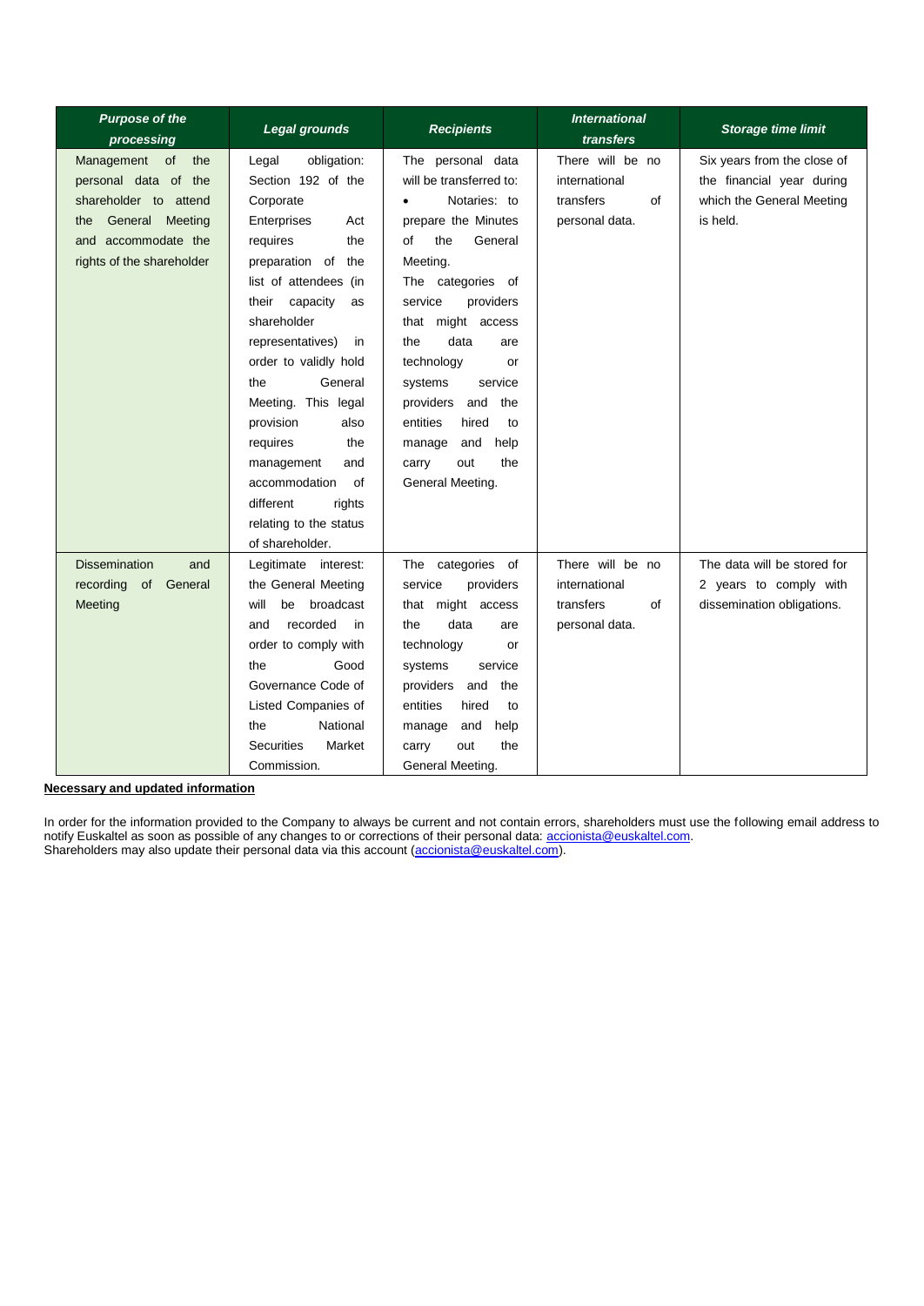| *Purpose of the processing* | *Legal grounds* | *Recipients* | *International transfers* | *Storage time limit* |
|---|---|---|---|---|
| Management of the personal data of the shareholder to attend the General Meeting and accommodate the rights of the shareholder | Legal obligation: Section 192 of the Corporate Enterprises Act requires the preparation of the list of attendees (in their capacity as shareholder representatives) in order to validly hold the General Meeting. This legal provision also requires the management and accommodation of different rights relating to the status of shareholder. | The personal data will be transferred to:<br>• Notaries: to prepare the Minutes of the General Meeting.<br>The categories of service providers that might access the data are technology or systems service providers and the entities hired to manage and help carry out the General Meeting. | There will be no international transfers of personal data. | Six years from the close of the financial year during which the General Meeting is held. |
| Dissemination and recording of General Meeting | Legitimate interest: the General Meeting will be broadcast and recorded in order to comply with the Good Governance Code of Listed Companies of the National Securities Market Commission. | The categories of service providers that might access the data are technology or systems service providers and the entities hired to manage and help carry out the General Meeting. | There will be no international transfers of personal data. | The data will be stored for 2 years to comply with dissemination obligations. |

**Necessary and updated information**

In order for the information provided to the Company to always be current and not contain errors, shareholders must use the following email address to notify Euskaltel as soon as possible of any changes to or corrections of their personal data: accionista@euskaltel.com.
Shareholders may also update their personal data via this account (accionista@euskaltel.com).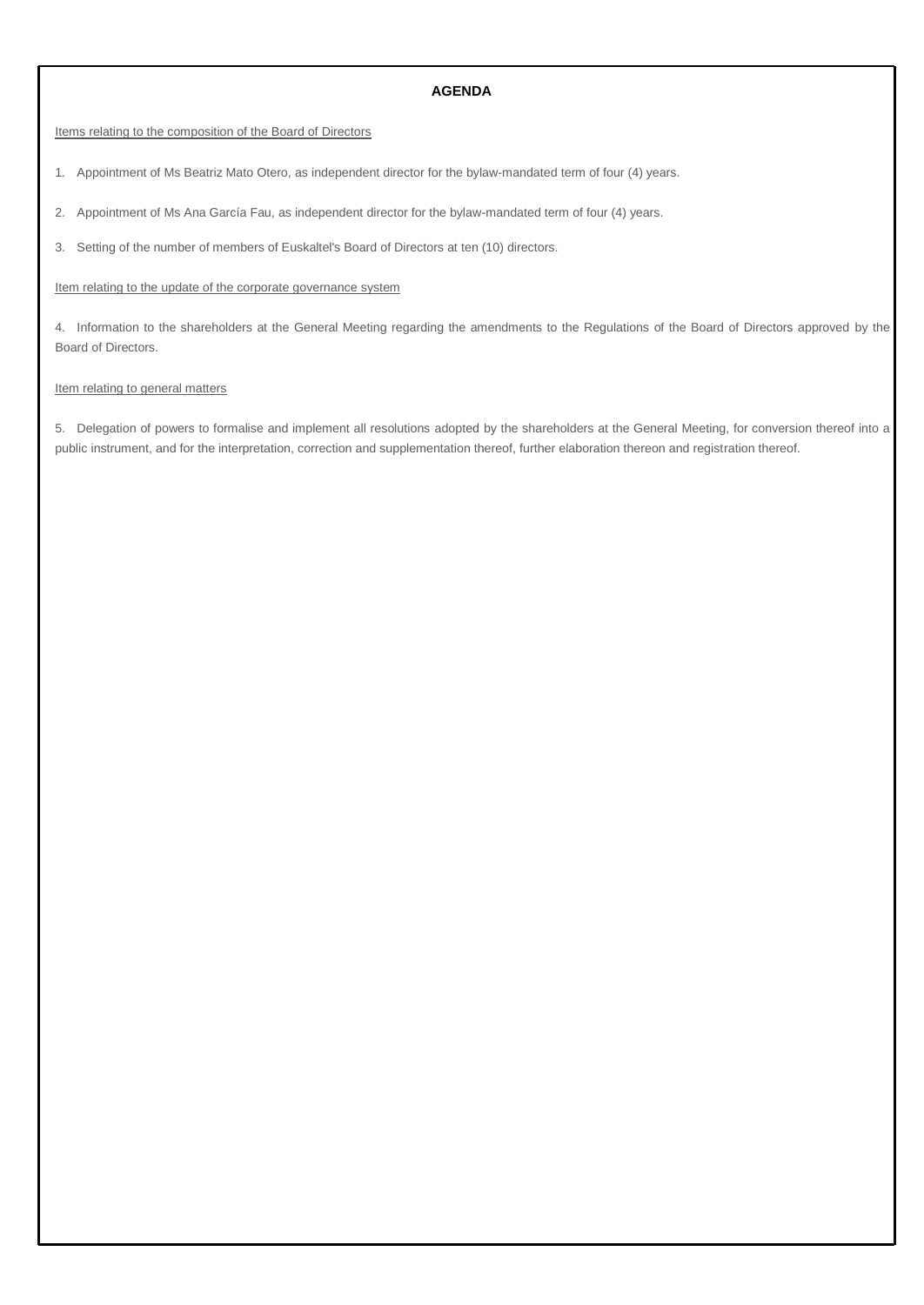## AGENDA

Items relating to the composition of the Board of Directors

1. Appointment of Ms Beatriz Mato Otero, as independent director for the bylaw-mandated term of four (4) years.

2. Appointment of Ms Ana García Fau, as independent director for the bylaw-mandated term of four (4) years.

3. Setting of the number of members of Euskaltel's Board of Directors at ten (10) directors.

Item relating to the update of the corporate governance system

4. Information to the shareholders at the General Meeting regarding the amendments to the Regulations of the Board of Directors approved by the Board of Directors.

Item relating to general matters

5. Delegation of powers to formalise and implement all resolutions adopted by the shareholders at the General Meeting, for conversion thereof into a public instrument, and for the interpretation, correction and supplementation thereof, further elaboration thereon and registration thereof.